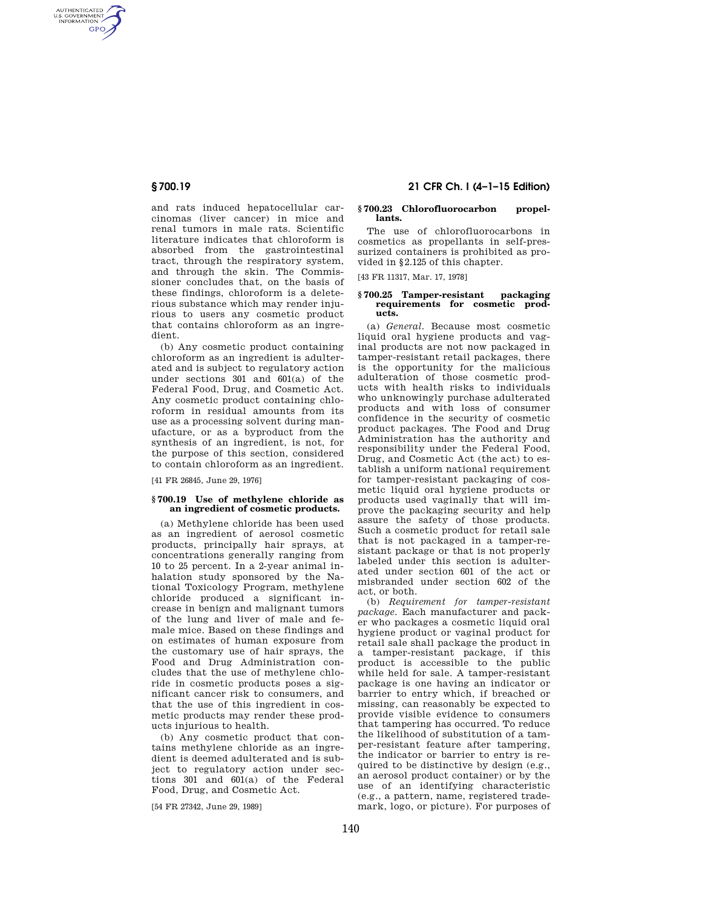and rats induced hepatocellular carcinomas (liver cancer) in mice and renal tumors in male rats. Scientific literature indicates that chloroform is absorbed from the gastrointestinal tract, through the respiratory system, and through the skin. The Commissioner concludes that, on the basis of these findings, chloroform is a deleterious substance which may render injurious to users any cosmetic product that contains chloroform as an ingredient.

(b) Any cosmetic product containing chloroform as an ingredient is adulterated and is subject to regulatory action under sections 301 and 601(a) of the Federal Food, Drug, and Cosmetic Act. Any cosmetic product containing chloroform in residual amounts from its use as a processing solvent during manufacture, or as a byproduct from the synthesis of an ingredient, is not, for the purpose of this section, considered to contain chloroform as an ingredient.

[41 FR 26845, June 29, 1976]

## § 700.19 Use of methylene chloride as an ingredient of cosmetic products.

(a) Methylene chloride has been used as an ingredient of aerosol cosmetic products, principally hair sprays, at concentrations generally ranging from 10 to 25 percent. In a 2-year animal inhalation study sponsored by the National Toxicology Program, methylene chloride produced a significant increase in benign and malignant tumors of the lung and liver of male and female mice. Based on these findings and on estimates of human exposure from the customary use of hair sprays, the Food and Drug Administration concludes that the use of methylene chloride in cosmetic products poses a significant cancer risk to consumers, and that the use of this ingredient in cosmetic products may render these products injurious to health.

(b) Any cosmetic product that contains methylene chloride as an ingredient is deemed adulterated and is subject to regulatory action under sections 301 and 601(a) of the Federal Food, Drug, and Cosmetic Act.

[54 FR 27342, June 29, 1989]

## § 700.23 Chlorofluorocarbon propellants.

The use of chlorofluorocarbons in cosmetics as propellants in self-pressurized containers is prohibited as provided in §2.125 of this chapter.

[43 FR 11317, Mar. 17, 1978]

## § 700.25 Tamper-resistant packaging requirements for cosmetic products.

(a) *General.* Because most cosmetic liquid oral hygiene products and vaginal products are not now packaged in tamper-resistant retail packages, there is the opportunity for the malicious adulteration of those cosmetic products with health risks to individuals who unknowingly purchase adulterated products and with loss of consumer confidence in the security of cosmetic product packages. The Food and Drug Administration has the authority and responsibility under the Federal Food, Drug, and Cosmetic Act (the act) to establish a uniform national requirement for tamper-resistant packaging of cosmetic liquid oral hygiene products or products used vaginally that will improve the packaging security and help assure the safety of those products. Such a cosmetic product for retail sale that is not packaged in a tamper-resistant package or that is not properly labeled under this section is adulterated under section 601 of the act or misbranded under section 602 of the act, or both.

(b) *Requirement for tamper-resistant package.* Each manufacturer and packer who packages a cosmetic liquid oral hygiene product or vaginal product for retail sale shall package the product in a tamper-resistant package, if this product is accessible to the public while held for sale. A tamper-resistant package is one having an indicator or barrier to entry which, if breached or missing, can reasonably be expected to provide visible evidence to consumers that tampering has occurred. To reduce the likelihood of substitution of a tamper-resistant feature after tampering, the indicator or barrier to entry is required to be distinctive by design (e.g., an aerosol product container) or by the use of an identifying characteristic (e.g., a pattern, name, registered trademark, logo, or picture). For purposes of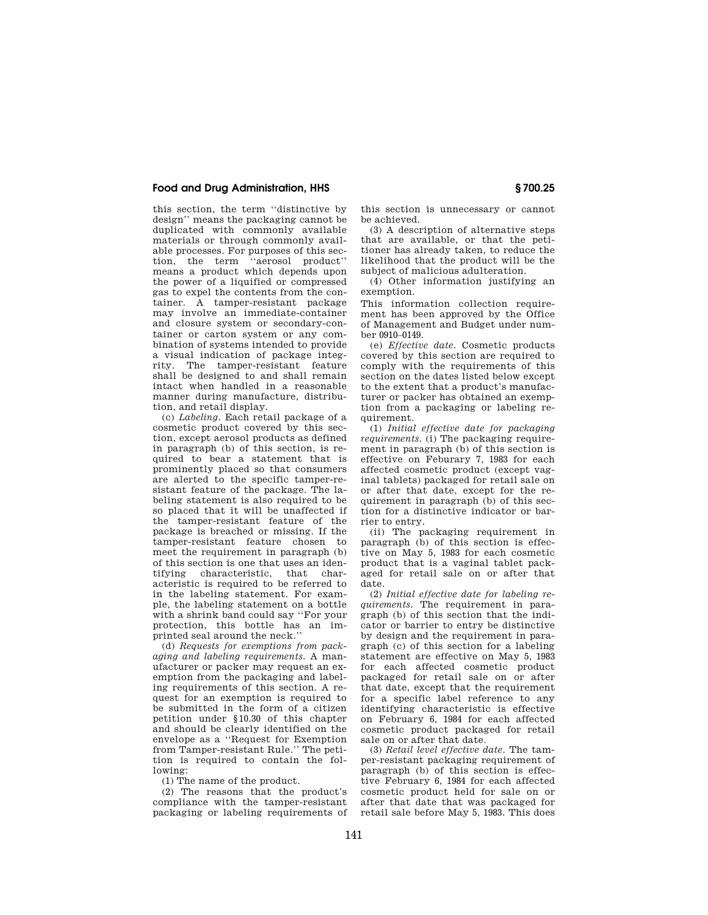this section, the term ''distinctive by design'' means the packaging cannot be duplicated with commonly available materials or through commonly available processes. For purposes of this section, the term ''aerosol product'' means a product which depends upon the power of a liquified or compressed gas to expel the contents from the container. A tamper-resistant package may involve an immediate-container and closure system or secondary-container or carton system or any combination of systems intended to provide a visual indication of package integrity. The tamper-resistant feature shall be designed to and shall remain intact when handled in a reasonable manner during manufacture, distribution, and retail display.

(c) *Labeling.* Each retail package of a cosmetic product covered by this section, except aerosol products as defined in paragraph (b) of this section, is required to bear a statement that is prominently placed so that consumers are alerted to the specific tamper-resistant feature of the package. The labeling statement is also required to be so placed that it will be unaffected if the tamper-resistant feature of the package is breached or missing. If the tamper-resistant feature chosen to meet the requirement in paragraph (b) of this section is one that uses an identifying characteristic, that characteristic is required to be referred to in the labeling statement. For example, the labeling statement on a bottle with a shrink band could say ''For your protection, this bottle has an imprinted seal around the neck.''

(d) *Requests for exemptions from packaging and labeling requirements.* A manufacturer or packer may request an exemption from the packaging and labeling requirements of this section. A request for an exemption is required to be submitted in the form of a citizen petition under §10.30 of this chapter and should be clearly identified on the envelope as a ''Request for Exemption from Tamper-resistant Rule.'' The petition is required to contain the following:

(1) The name of the product.

(2) The reasons that the product's compliance with the tamper-resistant packaging or labeling requirements of this section is unnecessary or cannot be achieved.

(3) A description of alternative steps that are available, or that the petitioner has already taken, to reduce the likelihood that the product will be the subject of malicious adulteration.

(4) Other information justifying an exemption.

This information collection requirement has been approved by the Office of Management and Budget under number 0910–0149.

(e) *Effective date.* Cosmetic products covered by this section are required to comply with the requirements of this section on the dates listed below except to the extent that a product's manufacturer or packer has obtained an exemption from a packaging or labeling requirement.

(1) *Initial effective date for packaging requirements.* (i) The packaging requirement in paragraph (b) of this section is effective on Feburary 7, 1983 for each affected cosmetic product (except vaginal tablets) packaged for retail sale on or after that date, except for the requirement in paragraph (b) of this section for a distinctive indicator or barrier to entry.

(ii) The packaging requirement in paragraph (b) of this section is effective on May 5, 1983 for each cosmetic product that is a vaginal tablet packaged for retail sale on or after that date.

(2) *Initial effective date for labeling requirements.* The requirement in paragraph (b) of this section that the indicator or barrier to entry be distinctive by design and the requirement in paragraph (c) of this section for a labeling statement are effective on May 5, 1983 for each affected cosmetic product packaged for retail sale on or after that date, except that the requirement for a specific label reference to any identifying characteristic is effective on February 6, 1984 for each affected cosmetic product packaged for retail sale on or after that date.

(3) *Retail level effective date.* The tamper-resistant packaging requirement of paragraph (b) of this section is effective February 6, 1984 for each affected cosmetic product held for sale on or after that date that was packaged for retail sale before May 5, 1983. This does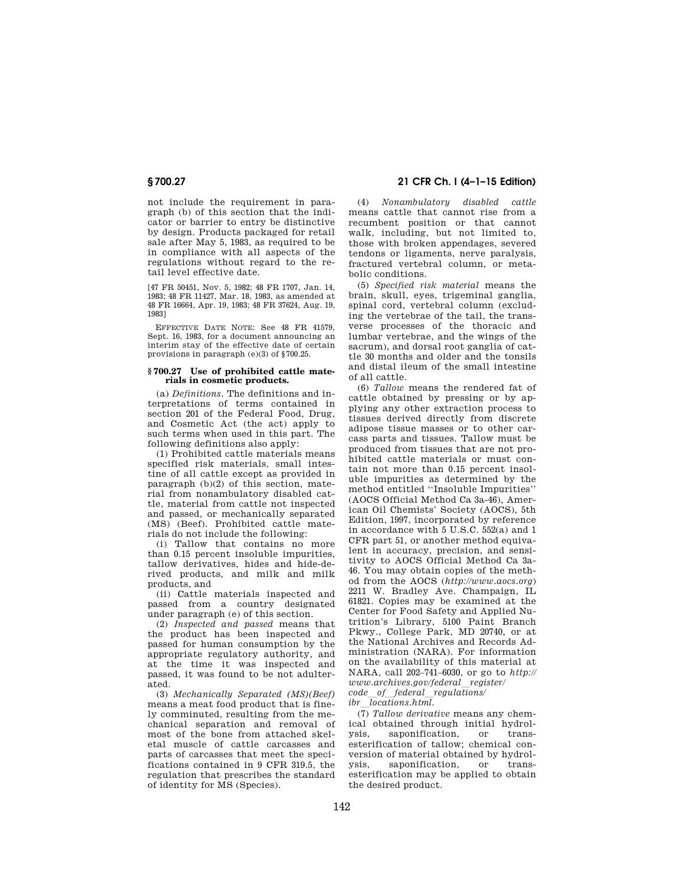not include the requirement in paragraph (b) of this section that the indicator or barrier to entry be distinctive by design. Products packaged for retail sale after May 5, 1983, as required to be in compliance with all aspects of the regulations without regard to the retail level effective date.

[47 FR 50451, Nov. 5, 1982; 48 FR 1707, Jan. 14, 1983; 48 FR 11427, Mar. 18, 1983, as amended at 48 FR 16664, Apr. 19, 1983; 48 FR 37624, Aug. 19, 1983]

EFFECTIVE DATE NOTE: See 48 FR 41579, Sept. 16, 1983, for a document announcing an interim stay of the effective date of certain provisions in paragraph (e)(3) of §700.25.

### § 700.27 Use of prohibited cattle materials in cosmetic products.

(a) *Definitions.* The definitions and interpretations of terms contained in section 201 of the Federal Food, Drug, and Cosmetic Act (the act) apply to such terms when used in this part. The following definitions also apply:

(1) Prohibited cattle materials means specified risk materials, small intestine of all cattle except as provided in paragraph (b)(2) of this section, material from nonambulatory disabled cattle, material from cattle not inspected and passed, or mechanically separated (MS) (Beef). Prohibited cattle materials do not include the following:

(i) Tallow that contains no more than 0.15 percent insoluble impurities, tallow derivatives, hides and hide-derived products, and milk and milk products, and

(ii) Cattle materials inspected and passed from a country designated under paragraph (e) of this section.

(2) *Inspected and passed* means that the product has been inspected and passed for human consumption by the appropriate regulatory authority, and at the time it was inspected and passed, it was found to be not adulterated.

(3) *Mechanically Separated (MS)(Beef)* means a meat food product that is finely comminuted, resulting from the mechanical separation and removal of most of the bone from attached skeletal muscle of cattle carcasses and parts of carcasses that meet the specifications contained in 9 CFR 319.5, the regulation that prescribes the standard of identity for MS (Species).

(4) *Nonambulatory disabled cattle* means cattle that cannot rise from a recumbent position or that cannot walk, including, but not limited to, those with broken appendages, severed tendons or ligaments, nerve paralysis, fractured vertebral column, or metabolic conditions.

(5) *Specified risk material* means the brain, skull, eyes, trigeminal ganglia, spinal cord, vertebral column (excluding the vertebrae of the tail, the transverse processes of the thoracic and lumbar vertebrae, and the wings of the sacrum), and dorsal root ganglia of cattle 30 months and older and the tonsils and distal ileum of the small intestine of all cattle.

(6) *Tallow* means the rendered fat of cattle obtained by pressing or by applying any other extraction process to tissues derived directly from discrete adipose tissue masses or to other carcass parts and tissues. Tallow must be produced from tissues that are not prohibited cattle materials or must contain not more than 0.15 percent insoluble impurities as determined by the method entitled ''Insoluble Impurities'' (AOCS Official Method Ca 3a-46), American Oil Chemists' Society (AOCS), 5th Edition, 1997, incorporated by reference in accordance with 5 U.S.C. 552(a) and 1 CFR part 51, or another method equivalent in accuracy, precision, and sensitivity to AOCS Official Method Ca 3a-46. You may obtain copies of the method from the AOCS (*http://www.aocs.org*) 2211 W. Bradley Ave. Champaign, IL 61821. Copies may be examined at the Center for Food Safety and Applied Nutrition's Library, 5100 Paint Branch Pkwy., College Park, MD 20740, or at the National Archives and Records Administration (NARA). For information on the availability of this material at NARA, call 202–741–6030, or go to *http://www.archives.gov/federal_register/code_of_federal_regulations/ibr_locations.html.*

(7) *Tallow derivative* means any chemical obtained through initial hydrolysis, saponification, or trans-esterification of tallow; chemical conversion of material obtained by hydrolysis, saponification, or trans-esterification may be applied to obtain the desired product.